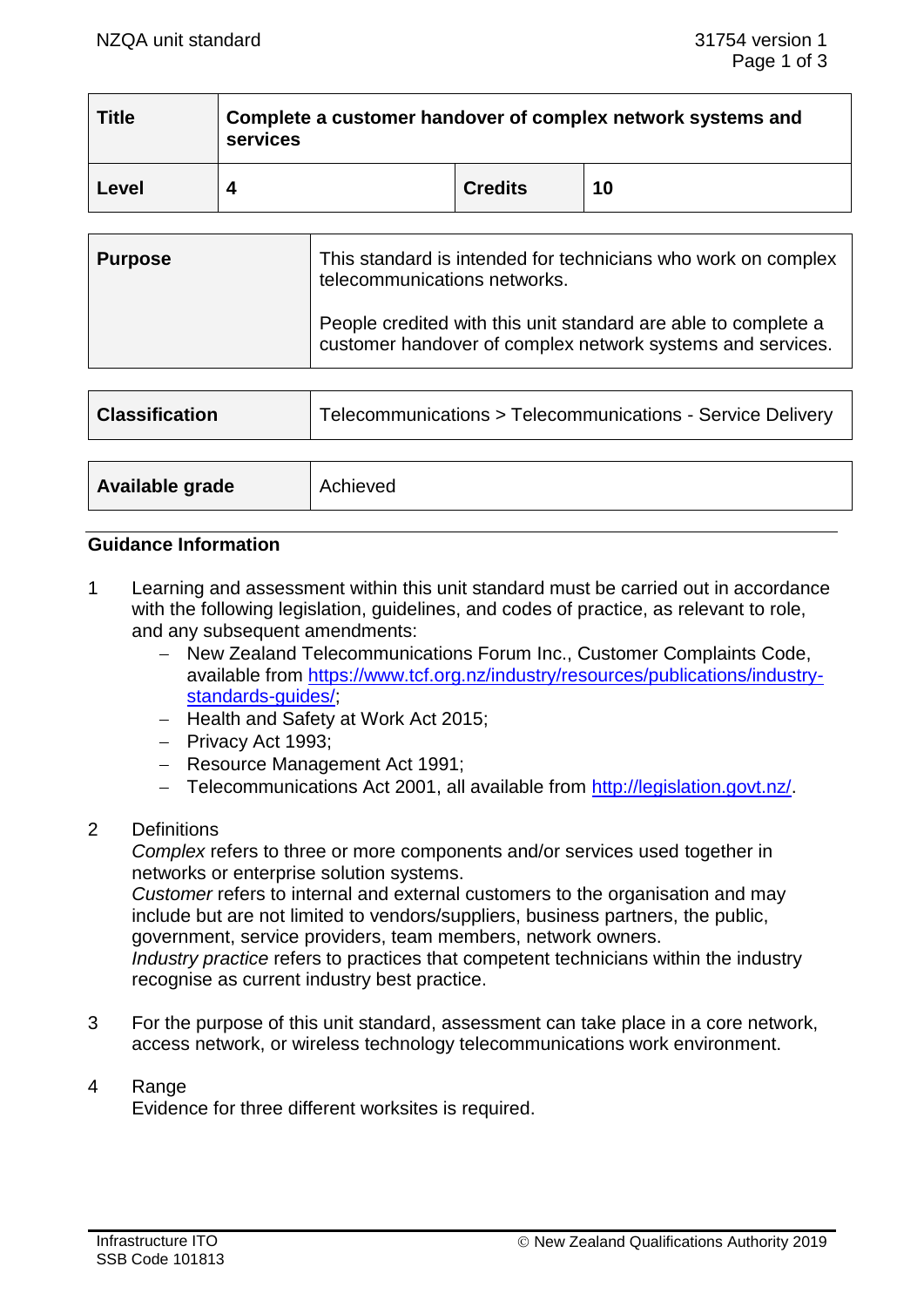| Title | Complete a customer handover of complex network systems and services | | |
|---|---|---|---|
| Level | 4 | Credits | 10 |

| Purpose | This standard is intended for technicians who work on complex telecommunications networks.<br><br>People credited with this unit standard are able to complete a customer handover of complex network systems and services. |
|---|---|

| Classification | Telecommunications > Telecommunications - Service Delivery |
|---|---|

| Available grade | Achieved |
|---|---|

## Guidance Information

1. Learning and assessment within this unit standard must be carried out in accordance with the following legislation, guidelines, and codes of practice, as relevant to role, and any subsequent amendments:
   - New Zealand Telecommunications Forum Inc., Customer Complaints Code, available from [https://www.tcf.org.nz/industry/resources/publications/industry-standards-guides/](https://www.tcf.org.nz/industry/resources/publications/industry-standards-guides/);
   - Health and Safety at Work Act 2015;
   - Privacy Act 1993;
   - Resource Management Act 1991;
   - Telecommunications Act 2001, all available from [http://legislation.govt.nz/](http://legislation.govt.nz/).

2. Definitions
   *Complex* refers to three or more components and/or services used together in networks or enterprise solution systems.
   *Customer* refers to internal and external customers to the organisation and may include but are not limited to vendors/suppliers, business partners, the public, government, service providers, team members, network owners.
   *Industry practice* refers to practices that competent technicians within the industry recognise as current industry best practice.

3. For the purpose of this unit standard, assessment can take place in a core network, access network, or wireless technology telecommunications work environment.

4. Range
   Evidence for three different worksites is required.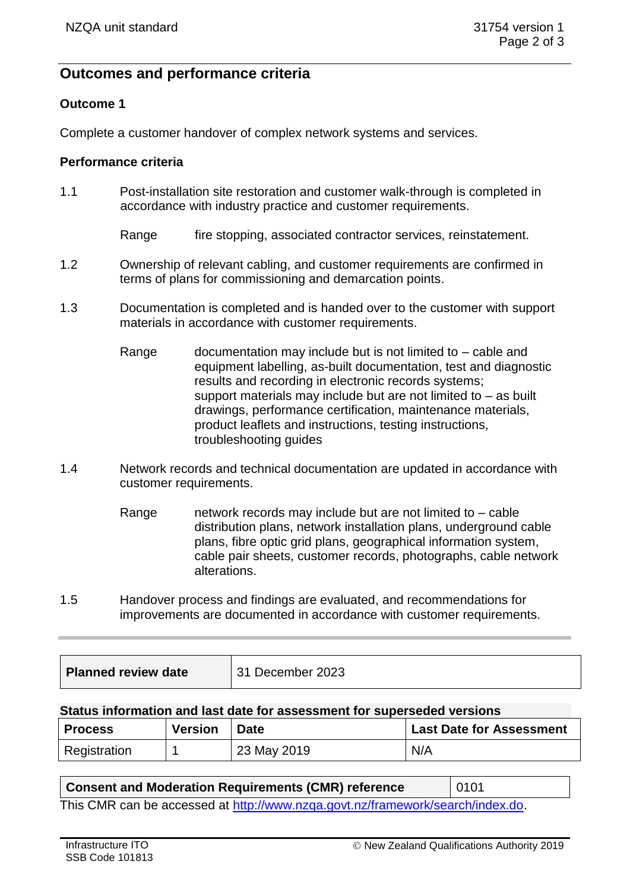## Outcomes and performance criteria

### Outcome 1

Complete a customer handover of complex network systems and services.

### Performance criteria

1.1 Post-installation site restoration and customer walk-through is completed in accordance with industry practice and customer requirements.

Range fire stopping, associated contractor services, reinstatement.

1.2 Ownership of relevant cabling, and customer requirements are confirmed in terms of plans for commissioning and demarcation points.

1.3 Documentation is completed and is handed over to the customer with support materials in accordance with customer requirements.

Range documentation may include but is not limited to – cable and equipment labelling, as-built documentation, test and diagnostic results and recording in electronic records systems;
support materials may include but are not limited to – as built drawings, performance certification, maintenance materials, product leaflets and instructions, testing instructions, troubleshooting guides

1.4 Network records and technical documentation are updated in accordance with customer requirements.

Range network records may include but are not limited to – cable distribution plans, network installation plans, underground cable plans, fibre optic grid plans, geographical information system, cable pair sheets, customer records, photographs, cable network alterations.

1.5 Handover process and findings are evaluated, and recommendations for improvements are documented in accordance with customer requirements.

| **Planned review date** | 31 December 2023 |
|---|---|

**Status information and last date for assessment for superseded versions**

| Process | Version | Date | Last Date for Assessment |
|---|---|---|---|
| Registration | 1 | 23 May 2019 | N/A |

| **Consent and Moderation Requirements (CMR) reference** | 0101 |
|---|---|

This CMR can be accessed at http://www.nzqa.govt.nz/framework/search/index.do.

Infrastructure ITO
SSB Code 101813

© New Zealand Qualifications Authority 2019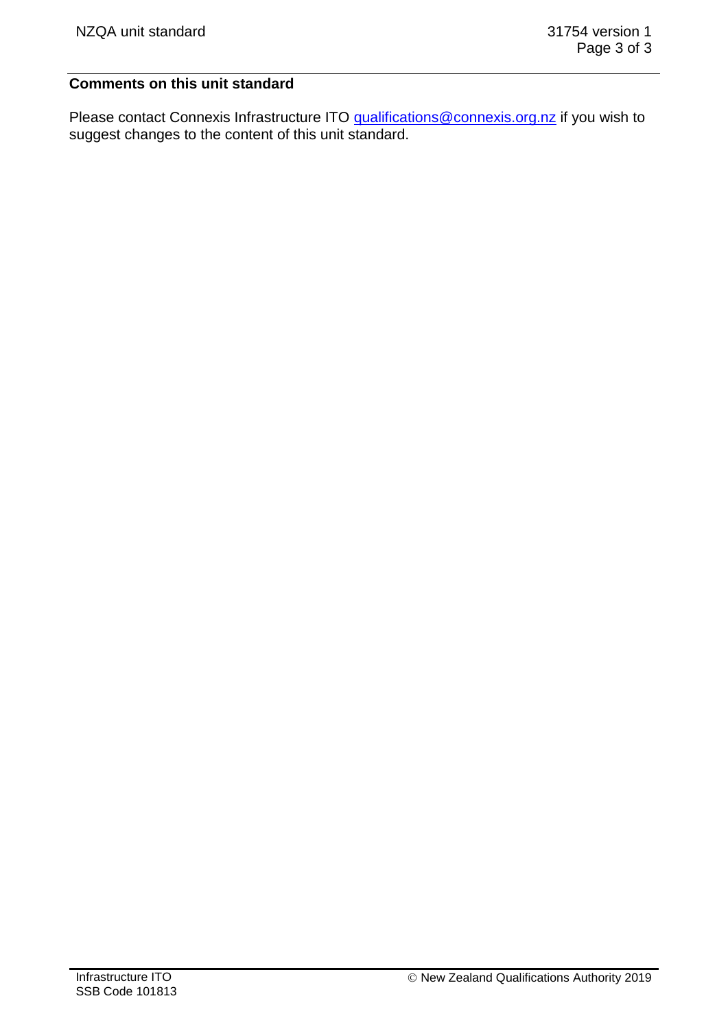**Comments on this unit standard**

Please contact Connexis Infrastructure ITO qualifications@connexis.org.nz if you wish to suggest changes to the content of this unit standard.